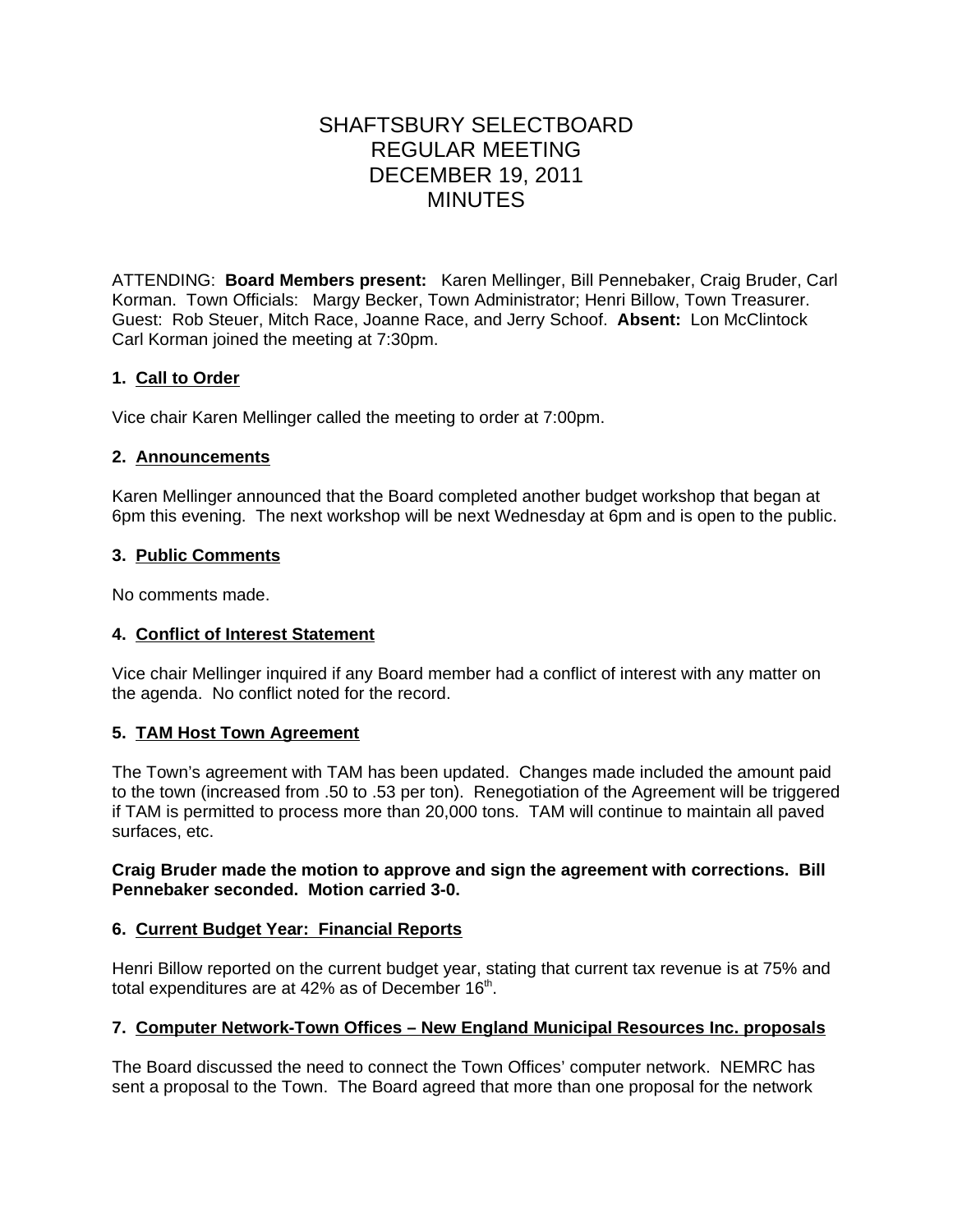# SHAFTSBURY SELECTBOARD
# REGULAR MEETING
# DECEMBER 19, 2011
# MINUTES

ATTENDING: **Board Members present:** Karen Mellinger, Bill Pennebaker, Craig Bruder, Carl Korman. Town Officials: Margy Becker, Town Administrator; Henri Billow, Town Treasurer. Guest: Rob Steuer, Mitch Race, Joanne Race, and Jerry Schoof. **Absent:** Lon McClintock
Carl Korman joined the meeting at 7:30pm.

### 1. Call to Order

Vice chair Karen Mellinger called the meeting to order at 7:00pm.

### 2. Announcements

Karen Mellinger announced that the Board completed another budget workshop that began at 6pm this evening. The next workshop will be next Wednesday at 6pm and is open to the public.

### 3. Public Comments

No comments made.

### 4. Conflict of Interest Statement

Vice chair Mellinger inquired if any Board member had a conflict of interest with any matter on the agenda. No conflict noted for the record.

### 5. TAM Host Town Agreement

The Town's agreement with TAM has been updated. Changes made included the amount paid to the town (increased from .50 to .53 per ton). Renegotiation of the Agreement will be triggered if TAM is permitted to process more than 20,000 tons. TAM will continue to maintain all paved surfaces, etc.

**Craig Bruder made the motion to approve and sign the agreement with corrections. Bill Pennebaker seconded. Motion carried 3-0.**

### 6. Current Budget Year: Financial Reports

Henri Billow reported on the current budget year, stating that current tax revenue is at 75% and total expenditures are at 42% as of December 16th.

### 7. Computer Network-Town Offices – New England Municipal Resources Inc. proposals

The Board discussed the need to connect the Town Offices' computer network. NEMRC has sent a proposal to the Town. The Board agreed that more than one proposal for the network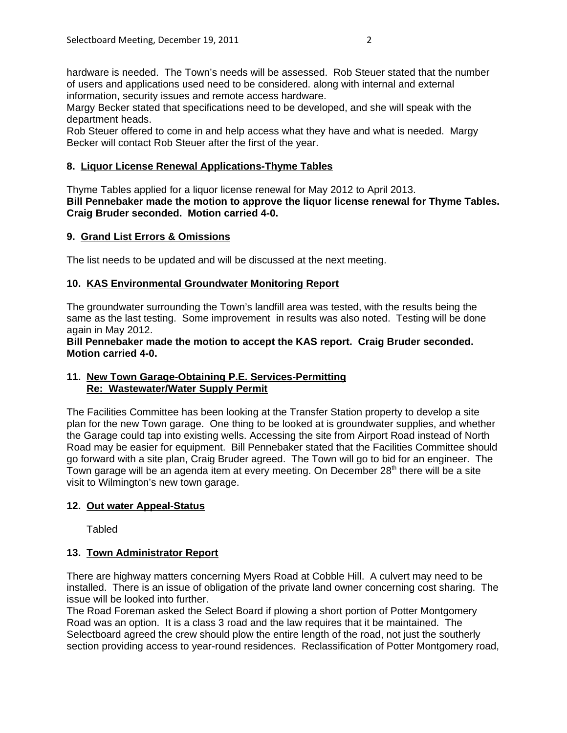hardware is needed. The Town's needs will be assessed. Rob Steuer stated that the number of users and applications used need to be considered. along with internal and external information, security issues and remote access hardware.
Margy Becker stated that specifications need to be developed, and she will speak with the department heads.
Rob Steuer offered to come in and help access what they have and what is needed. Margy Becker will contact Rob Steuer after the first of the year.

**8. Liquor License Renewal Applications-Thyme Tables**

Thyme Tables applied for a liquor license renewal for May 2012 to April 2013.
**Bill Pennebaker made the motion to approve the liquor license renewal for Thyme Tables. Craig Bruder seconded. Motion carried 4-0.**

**9. Grand List Errors & Omissions**

The list needs to be updated and will be discussed at the next meeting.

**10. KAS Environmental Groundwater Monitoring Report**

The groundwater surrounding the Town's landfill area was tested, with the results being the same as the last testing. Some improvement in results was also noted. Testing will be done again in May 2012.
**Bill Pennebaker made the motion to accept the KAS report. Craig Bruder seconded. Motion carried 4-0.**

**11. New Town Garage-Obtaining P.E. Services-Permitting Re: Wastewater/Water Supply Permit**

The Facilities Committee has been looking at the Transfer Station property to develop a site plan for the new Town garage. One thing to be looked at is groundwater supplies, and whether the Garage could tap into existing wells. Accessing the site from Airport Road instead of North Road may be easier for equipment. Bill Pennebaker stated that the Facilities Committee should go forward with a site plan, Craig Bruder agreed. The Town will go to bid for an engineer. The Town garage will be an agenda item at every meeting. On December 28th there will be a site visit to Wilmington's new town garage.

**12. Out water Appeal-Status**

Tabled

**13. Town Administrator Report**

There are highway matters concerning Myers Road at Cobble Hill. A culvert may need to be installed. There is an issue of obligation of the private land owner concerning cost sharing. The issue will be looked into further.
The Road Foreman asked the Select Board if plowing a short portion of Potter Montgomery Road was an option. It is a class 3 road and the law requires that it be maintained. The Selectboard agreed the crew should plow the entire length of the road, not just the southerly section providing access to year-round residences. Reclassification of Potter Montgomery road,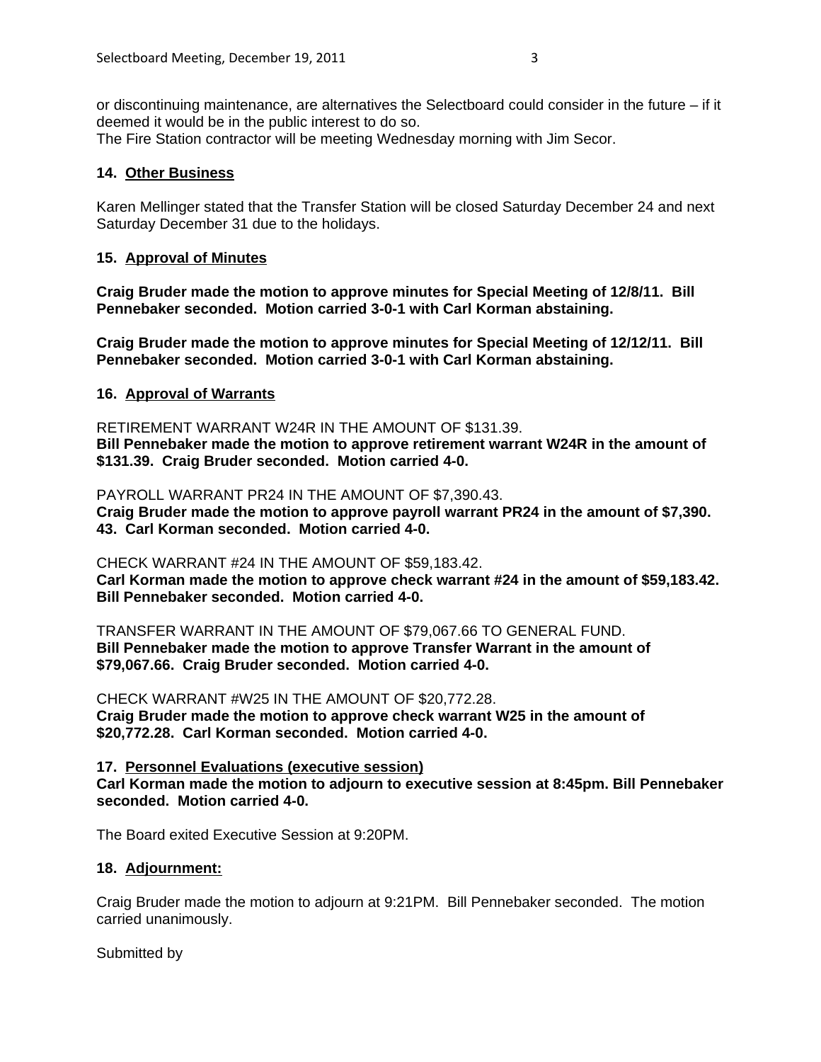or discontinuing maintenance, are alternatives the Selectboard could consider in the future – if it deemed it would be in the public interest to do so.
The Fire Station contractor will be meeting Wednesday morning with Jim Secor.

**14. Other Business**

Karen Mellinger stated that the Transfer Station will be closed Saturday December 24 and next Saturday December 31 due to the holidays.

**15. Approval of Minutes**

**Craig Bruder made the motion to approve minutes for Special Meeting of 12/8/11. Bill Pennebaker seconded. Motion carried 3-0-1 with Carl Korman abstaining.**

**Craig Bruder made the motion to approve minutes for Special Meeting of 12/12/11. Bill Pennebaker seconded. Motion carried 3-0-1 with Carl Korman abstaining.**

**16. Approval of Warrants**

RETIREMENT WARRANT W24R IN THE AMOUNT OF $131.39.
**Bill Pennebaker made the motion to approve retirement warrant W24R in the amount of $131.39. Craig Bruder seconded. Motion carried 4-0.**

PAYROLL WARRANT PR24 IN THE AMOUNT OF $7,390.43.
**Craig Bruder made the motion to approve payroll warrant PR24 in the amount of $7,390. 43. Carl Korman seconded. Motion carried 4-0.**

CHECK WARRANT #24 IN THE AMOUNT OF $59,183.42.
**Carl Korman made the motion to approve check warrant #24 in the amount of $59,183.42. Bill Pennebaker seconded. Motion carried 4-0.**

TRANSFER WARRANT IN THE AMOUNT OF $79,067.66 TO GENERAL FUND.
**Bill Pennebaker made the motion to approve Transfer Warrant in the amount of $79,067.66. Craig Bruder seconded. Motion carried 4-0.**

CHECK WARRANT #W25 IN THE AMOUNT OF $20,772.28.
**Craig Bruder made the motion to approve check warrant W25 in the amount of $20,772.28. Carl Korman seconded. Motion carried 4-0.**

**17. Personnel Evaluations (executive session)**
**Carl Korman made the motion to adjourn to executive session at 8:45pm. Bill Pennebaker seconded. Motion carried 4-0.**

The Board exited Executive Session at 9:20PM.

**18. Adjournment:**

Craig Bruder made the motion to adjourn at 9:21PM. Bill Pennebaker seconded. The motion carried unanimously.

Submitted by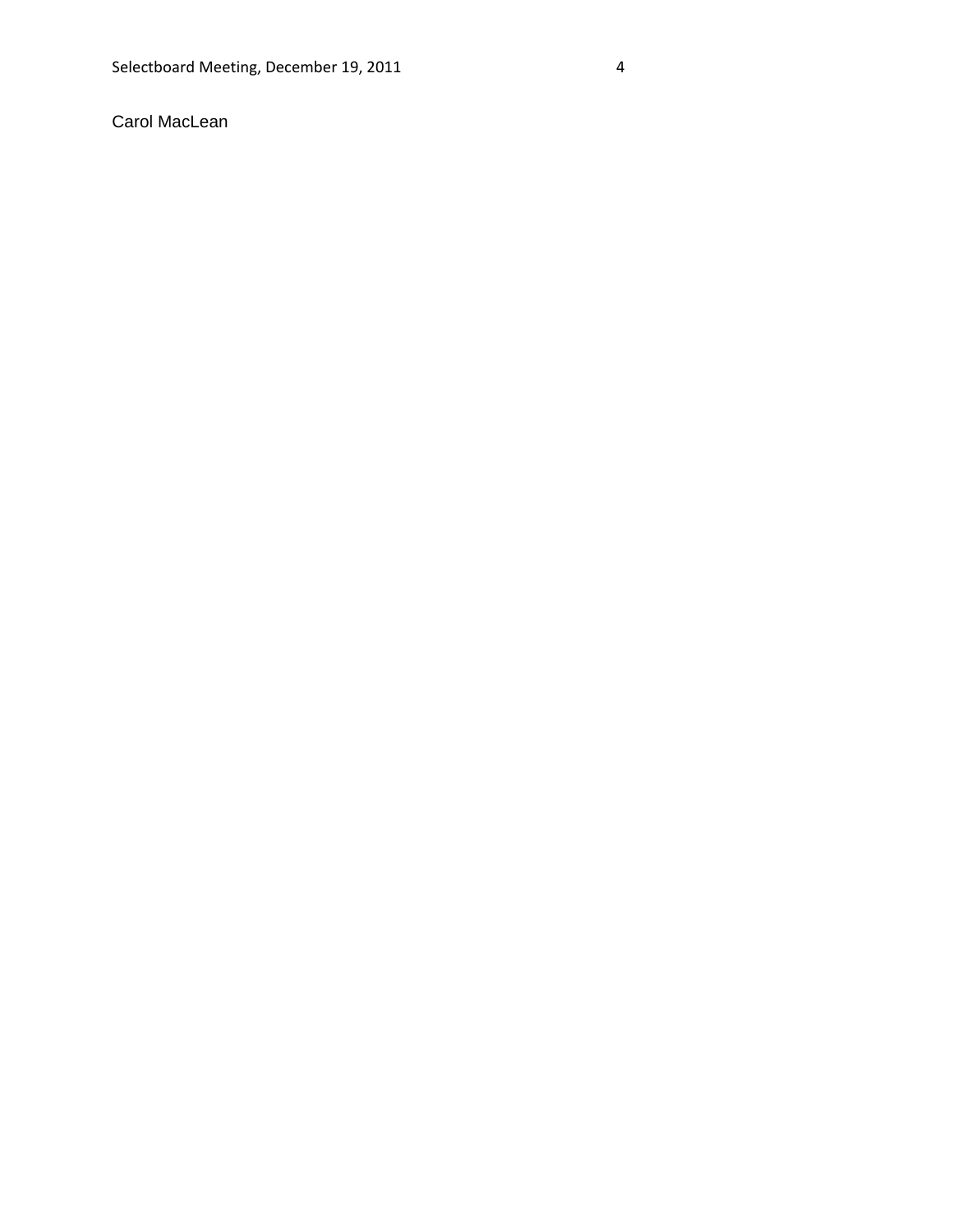Carol MacLean